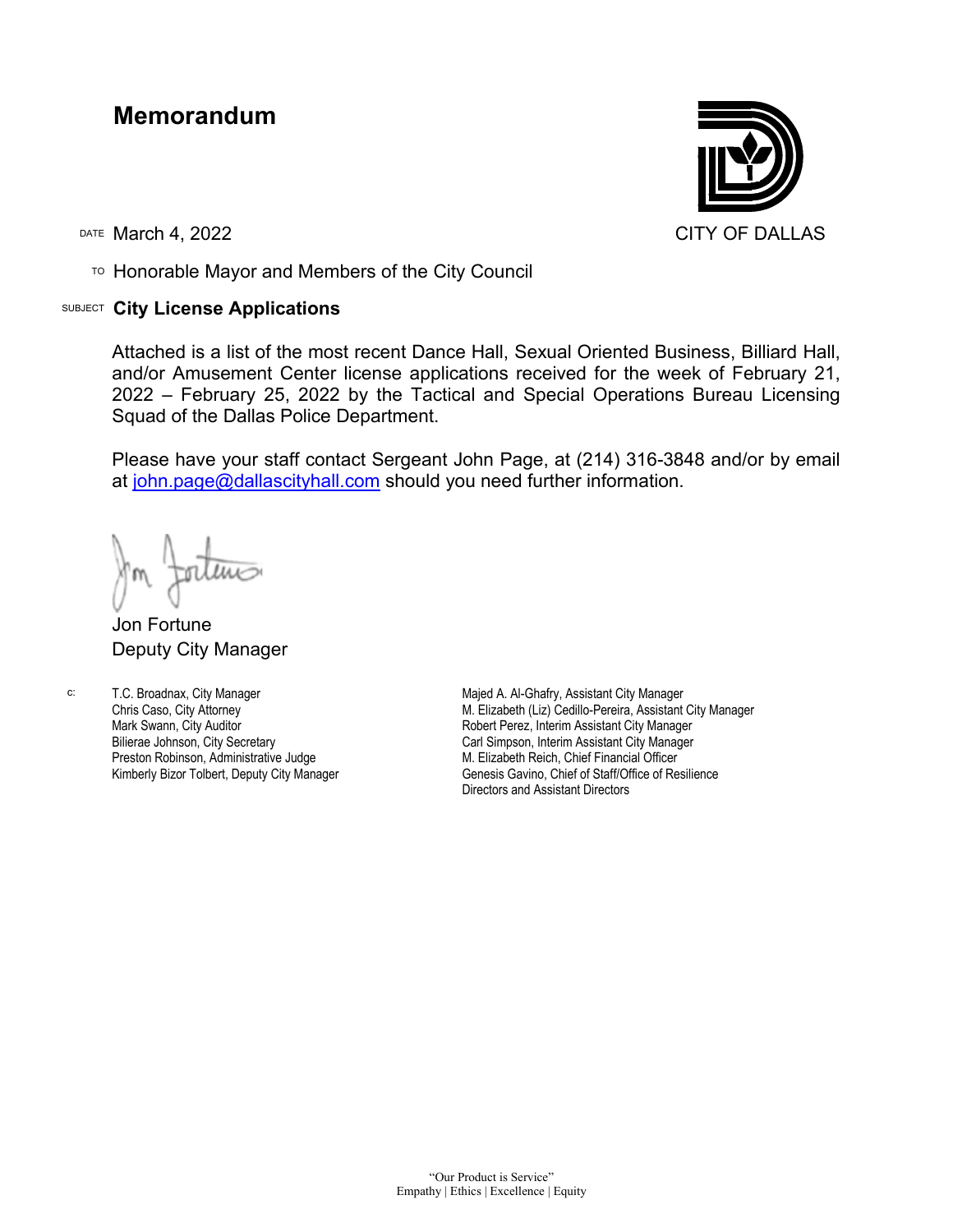# Memorandum

CITY OF DALLAS

DATE March 4, 2022

TO Honorable Mayor and Members of the City Council

SUBJECT **City License Applications**

Attached is a list of the most recent Dance Hall, Sexual Oriented Business, Billiard Hall, and/or Amusement Center license applications received for the week of February 21, 2022 – February 25, 2022 by the Tactical and Special Operations Bureau Licensing Squad of the Dallas Police Department.

Please have your staff contact Sergeant John Page, at (214) 316-3848 and/or by email at john.page@dallascityhall.com should you need further information.

Jon Fortune
Deputy City Manager

c:
T.C. Broadnax, City Manager
Chris Caso, City Attorney
Mark Swann, City Auditor
Bilierae Johnson, City Secretary
Preston Robinson, Administrative Judge
Kimberly Bizor Tolbert, Deputy City Manager
Majed A. Al-Ghafry, Assistant City Manager
M. Elizabeth (Liz) Cedillo-Pereira, Assistant City Manager
Robert Perez, Interim Assistant City Manager
Carl Simpson, Interim Assistant City Manager
M. Elizabeth Reich, Chief Financial Officer
Genesis Gavino, Chief of Staff/Office of Resilience
Directors and Assistant Directors

"Our Product is Service"
Empathy | Ethics | Excellence | Equity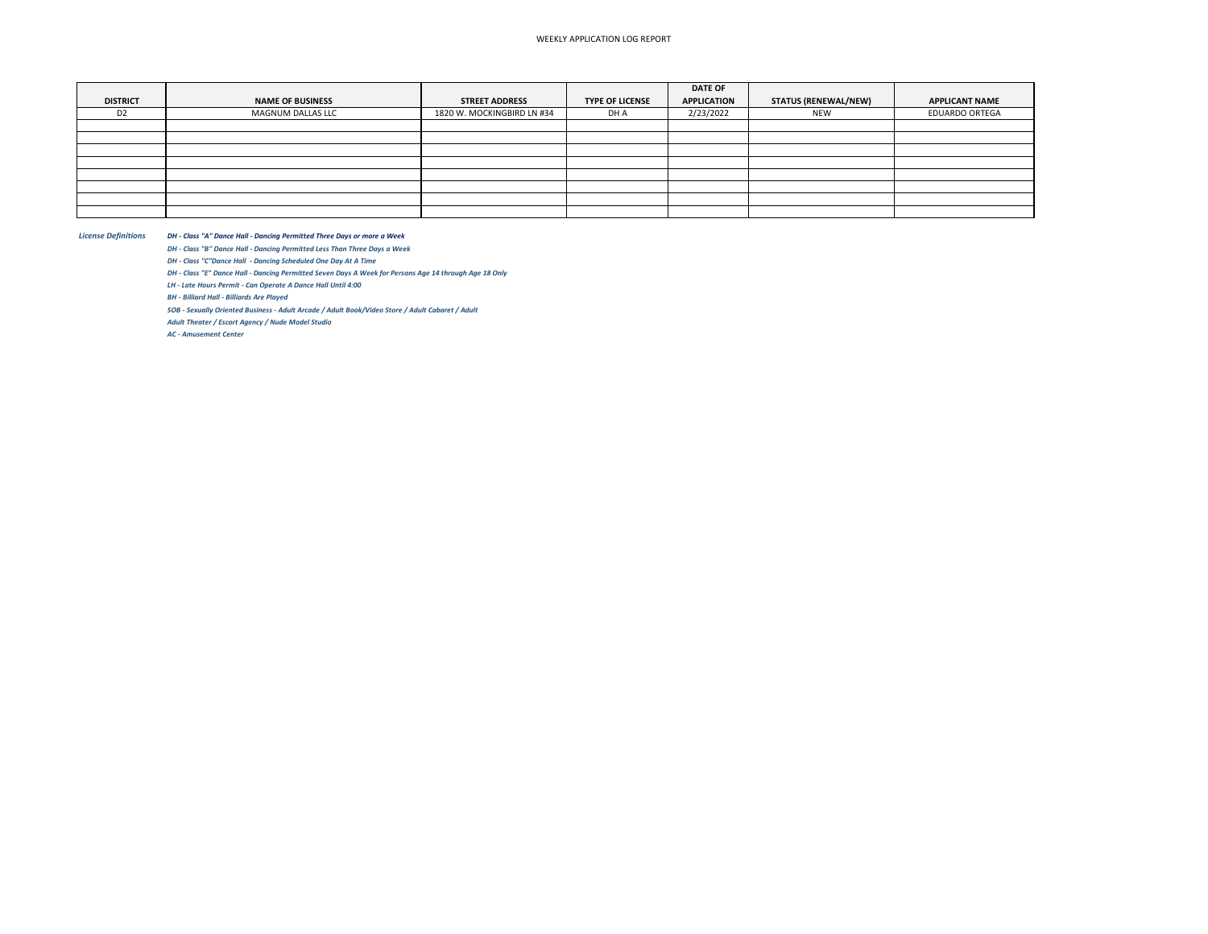WEEKLY APPLICATION LOG REPORT

| DISTRICT | NAME OF BUSINESS | STREET ADDRESS | TYPE OF LICENSE | DATE OF APPLICATION | STATUS (RENEWAL/NEW) | APPLICANT NAME |
|---|---|---|---|---|---|---|
| D2 | MAGNUM DALLAS LLC | 1820 W. MOCKINGBIRD LN #34 | DH A | 2/23/2022 | NEW | EDUARDO ORTEGA |
| | | | | | | |
| | | | | | | |
| | | | | | | |
| | | | | | | |
| | | | | | | |
| | | | | | | |
| | | | | | | |
| | | | | | | |

*License Definitions*

***DH - Class "A" Dance Hall - Dancing Permitted Three Days or more a Week***

*DH - Class "B" Dance Hall - Dancing Permitted Less Than Three Days a Week*

*DH - Class "C"Dance Hall - Dancing Scheduled One Day At A Time*

*DH - Class "E" Dance Hall - Dancing Permitted Seven Days A Week for Persons Age 14 through Age 18 Only*

*LH - Late Hours Permit - Can Operate A Dance Hall Until 4:00*

*BH - Billiard Hall - Billiards Are Played*

*SOB - Sexually Oriented Business - Adult Arcade / Adult Book/Video Store / Adult Cabaret / Adult Adult Theater / Escort Agency / Nude Model Studio*

*AC - Amusement Center*